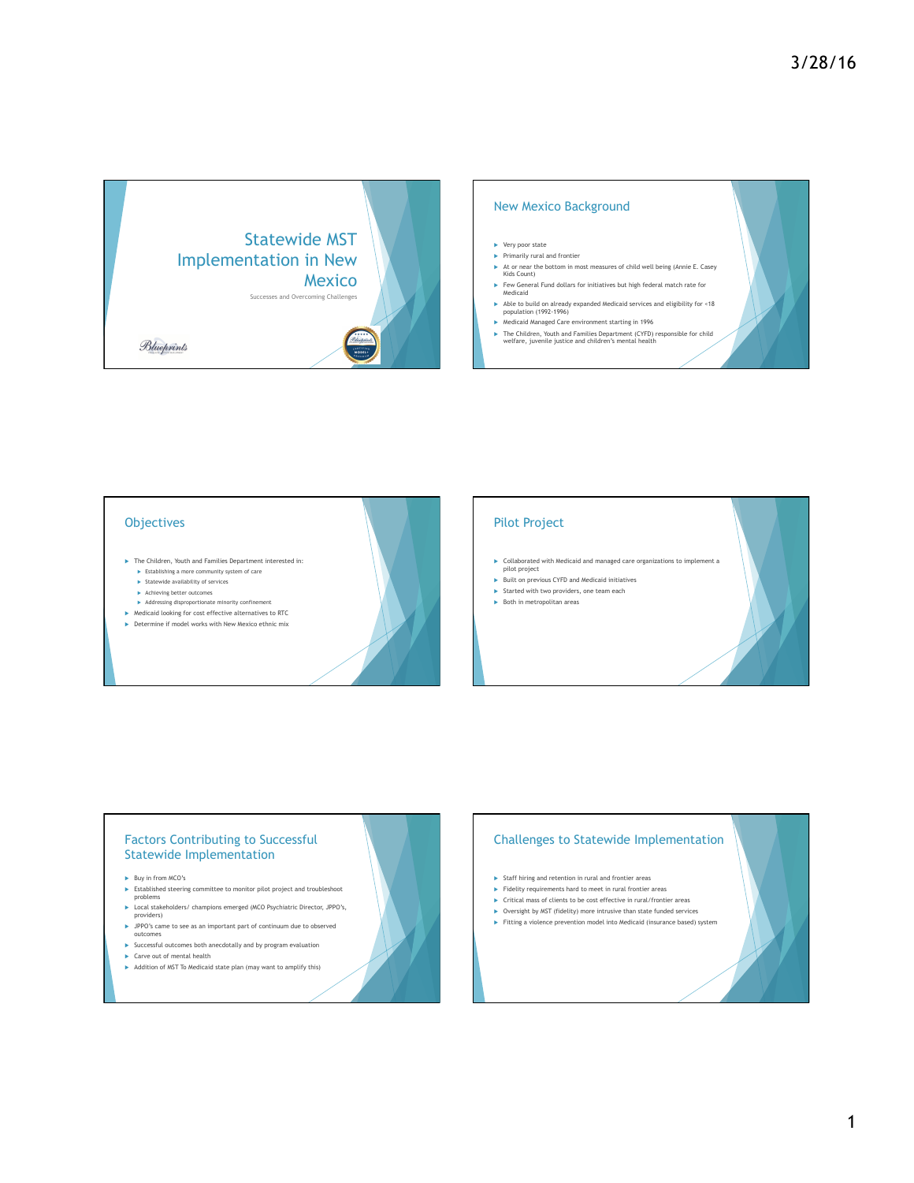# Statewide MST Implementation in New Mexico

Successes and Overcoming Challenges

Blueprints

## New Mexico Background

- Very poor state
- Primarily rural and frontier
- At or near the bottom in most measures of child well being (Annie E. Casey Kids Count)
- Few General Fund dollars for initiatives but high federal match rate for Medicaid
- Able to build on already expanded Medicaid services and eligibility for <18 population (1992-1996)
- Medicaid Managed Care environment starting in 1996
- The Children, Youth and Families Department (CYFD) responsible for child welfare, juvenile justice and children's mental health

## Objectives

- The Children, Youth and Families Department interested in:
  - Establishing a more community system of care
  - Statewide availability of services
  - Achieving better outcomes
  - Addressing disproportionate minority confinement
- Medicaid looking for cost effective alternatives to RTC
- Determine if model works with New Mexico ethnic mix

## Pilot Project

- Collaborated with Medicaid and managed care organizations to implement a pilot project
- Built on previous CYFD and Medicaid initiatives
- Started with two providers, one team each
- Both in metropolitan areas

## Factors Contributing to Successful Statewide Implementation

- Buy in from MCO's
- Established steering committee to monitor pilot project and troubleshoot problems
- Local stakeholders/ champions emerged (MCO Psychiatric Director, JPPO's, providers)
- JPPO's came to see as an important part of continuum due to observed outcomes
- Successful outcomes both anecdotally and by program evaluation
- Carve out of mental health
- Addition of MST To Medicaid state plan (may want to amplify this)

## Challenges to Statewide Implementation

- Staff hiring and retention in rural and frontier areas
- Fidelity requirements hard to meet in rural frontier areas
- Critical mass of clients to be cost effective in rural/frontier areas
- Oversight by MST (fidelity) more intrusive than state funded services
- Fitting a violence prevention model into Medicaid (insurance based) system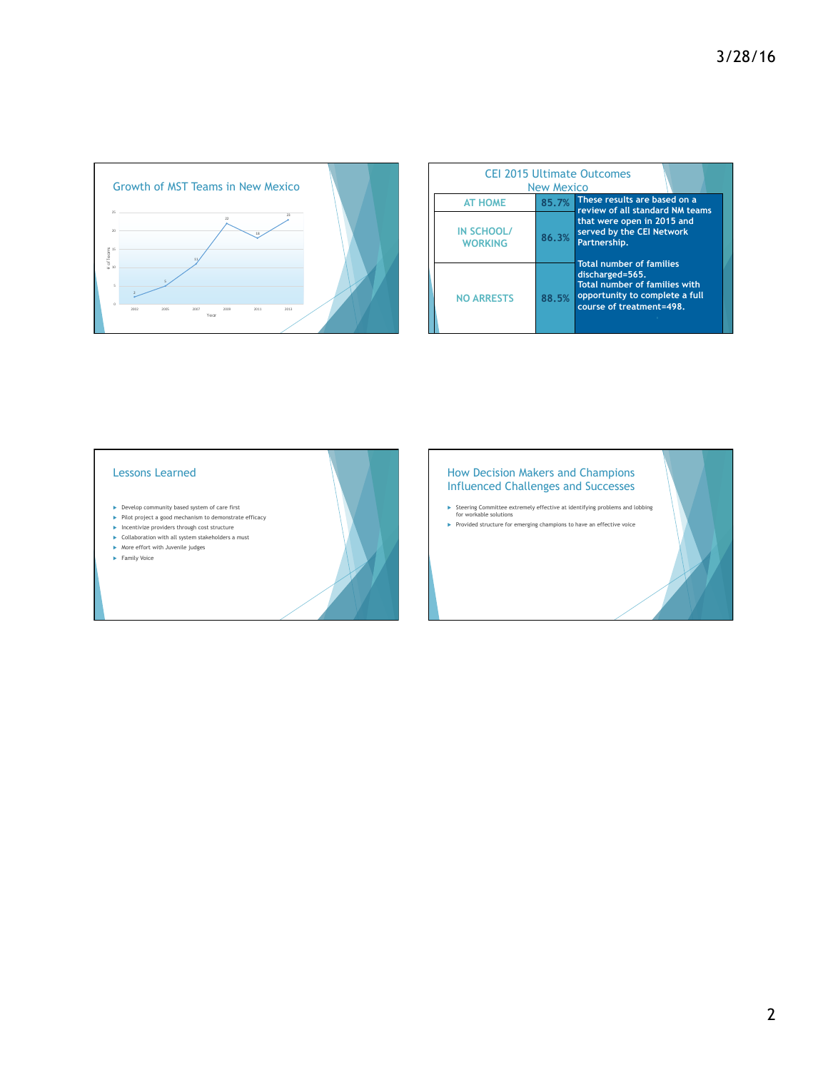## Growth of MST Teams in New Mexico

25
20
15
10
5
0

# of Teams

2
5
11
22
18
23

2002
2005
2007
2009
2011
2013

Year

## CEI 2015 Ultimate Outcomes New Mexico

| | | |
|---|---|---|
| AT HOME | 85.7% | These results are based on a review of all standard NM teams that were open in 2015 and served by the CEI Network Partnership.<br><br>Total number of families discharged=565.<br>Total number of families with opportunity to complete a full course of treatment=498. |
| IN SCHOOL/ WORKING | 86.3% | |
| NO ARRESTS | 88.5% | |

## Lessons Learned

- Develop community based system of care first
- Pilot project a good mechanism to demonstrate efficacy
- Incentivize providers through cost structure
- Collaboration with all system stakeholders a must
- More effort with Juvenile judges
- Family Voice

## How Decision Makers and Champions Influenced Challenges and Successes

- Steering Committee extremely effective at identifying problems and lobbing for workable solutions
- Provided structure for emerging champions to have an effective voice